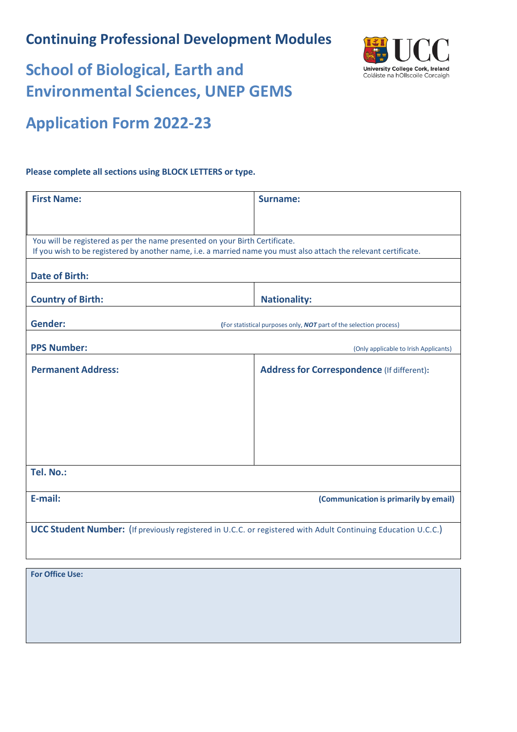# Continuing Professional Development Modules

## School of Biological, Earth and Environmental Sciences, UNEP GEMS

## Application Form 2022-23

University College Cork, Ireland
Coláiste na hOllscoile Corcaigh

**Please complete all sections using BLOCK LETTERS or type.**

| **First Name:** | **Surname:** |
|---|---|
| You will be registered as per the name presented on your Birth Certificate. If you wish to be registered by another name, i.e. a married name you must also attach the relevant certificate. | |
| **Date of Birth:** | |
| **Country of Birth:** | **Nationality:** |
| **Gender:** (For statistical purposes only, ***NOT*** part of the selection process) | |
| **PPS Number:** (Only applicable to Irish Applicants) | |
| **Permanent Address:** | **Address for Correspondence** (If different)**:** |
| **Tel. No.:** | |
| **E-mail:** **(Communication is primarily by email)** | |
| **UCC Student Number:** (If previously registered in U.C.C. or registered with Adult Continuing Education U.C.C.) | |

| **For Office Use:** |
|---|
| |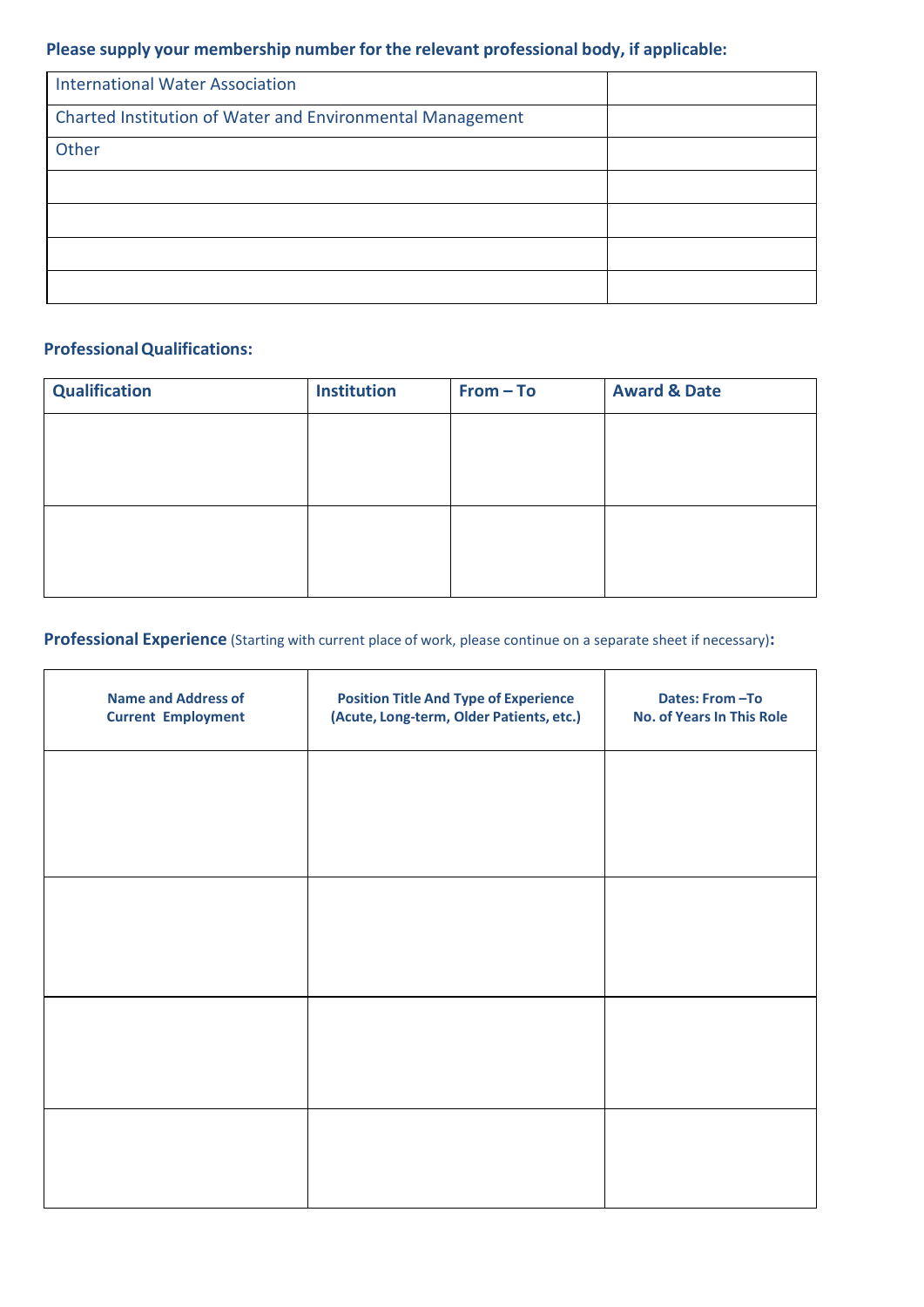**Please supply your membership number for the relevant professional body, if applicable:**

| | |
|---|---|
| International Water Association | |
| Charted Institution of Water and Environmental Management | |
| Other | |
| | |
| | |
| | |
| | |

**Professional Qualifications:**

| Qualification | Institution | From – To | Award & Date |
|---|---|---|---|
| | | | |
| | | | |

**Professional Experience** (Starting with current place of work, please continue on a separate sheet if necessary)**:**

| Name and Address of Current Employment | Position Title And Type of Experience (Acute, Long-term, Older Patients, etc.) | Dates: From –To No. of Years In This Role |
|---|---|---|
| | | |
| | | |
| | | |
| | | |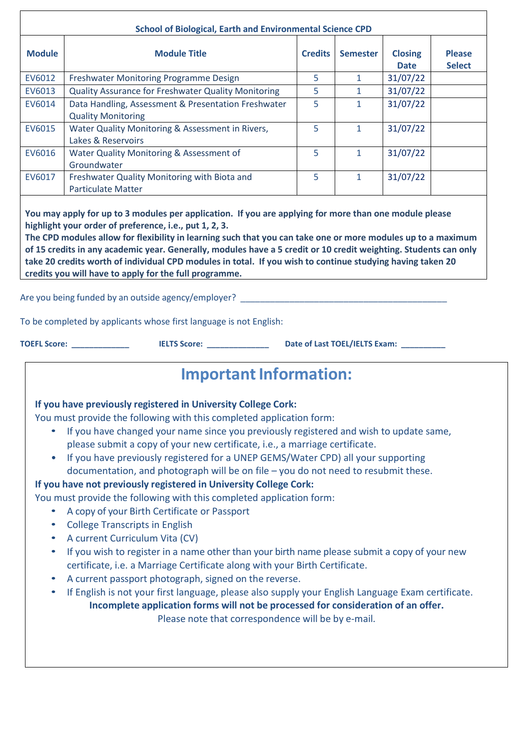| School of Biological, Earth and Environmental Science CPD | | | | | |
|---|---|---|---|---|---|
| **Module** | **Module Title** | **Credits** | **Semester** | **Closing Date** | **Please Select** |
| EV6012 | Freshwater Monitoring Programme Design | 5 | 1 | 31/07/22 | |
| EV6013 | Quality Assurance for Freshwater Quality Monitoring | 5 | 1 | 31/07/22 | |
| EV6014 | Data Handling, Assessment & Presentation Freshwater Quality Monitoring | 5 | 1 | 31/07/22 | |
| EV6015 | Water Quality Monitoring & Assessment in Rivers, Lakes & Reservoirs | 5 | 1 | 31/07/22 | |
| EV6016 | Water Quality Monitoring & Assessment of Groundwater | 5 | 1 | 31/07/22 | |
| EV6017 | Freshwater Quality Monitoring with Biota and Particulate Matter | 5 | 1 | 31/07/22 | |

**You may apply for up to 3 modules per application. If you are applying for more than one module please highlight your order of preference, i.e., put 1, 2, 3.**
**The CPD modules allow for flexibility in learning such that you can take one or more modules up to a maximum of 15 credits in any academic year. Generally, modules have a 5 credit or 10 credit weighting. Students can only take 20 credits worth of individual CPD modules in total. If you wish to continue studying having taken 20 credits you will have to apply for the full programme.**

Are you being funded by an outside agency/employer? ____________________________________________

To be completed by applicants whose first language is not English:

**TOEFL Score:** _____________ **IELTS Score:** ______________ **Date of Last TOEL/IELTS Exam:** __________

# Important Information:

**If you have previously registered in University College Cork:**
You must provide the following with this completed application form:

- If you have changed your name since you previously registered and wish to update same, please submit a copy of your new certificate, i.e., a marriage certificate.
- If you have previously registered for a UNEP GEMS/Water CPD) all your supporting documentation, and photograph will be on file – you do not need to resubmit these.

**If you have not previously registered in University College Cork:**
You must provide the following with this completed application form:

- A copy of your Birth Certificate or Passport
- College Transcripts in English
- A current Curriculum Vita (CV)
- If you wish to register in a name other than your birth name please submit a copy of your new certificate, i.e. a Marriage Certificate along with your Birth Certificate.
- A current passport photograph, signed on the reverse.
- If English is not your first language, please also supply your English Language Exam certificate.

**Incomplete application forms will not be processed for consideration of an offer.**

Please note that correspondence will be by e-mail.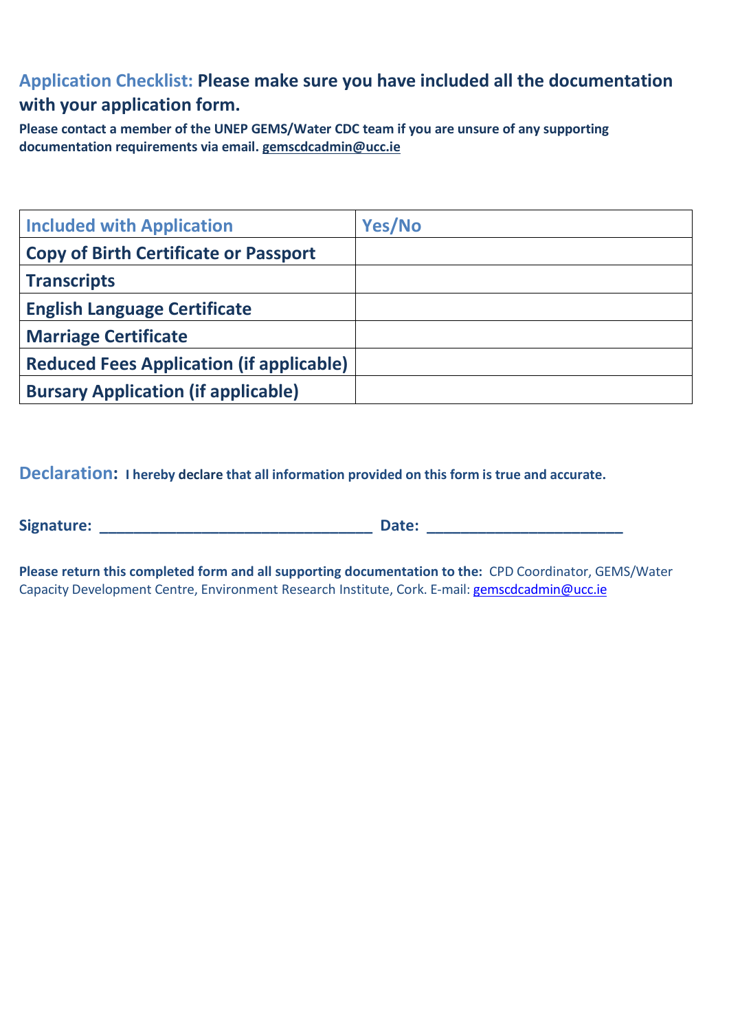## Application Checklist: Please make sure you have included all the documentation with your application form.

**Please contact a member of the UNEP GEMS/Water CDC team if you are unsure of any supporting documentation requirements via email. gemscdcadmin@ucc.ie**

| Included with Application | Yes/No |
|---|---|
| Copy of Birth Certificate or Passport | |
| Transcripts | |
| English Language Certificate | |
| Marriage Certificate | |
| Reduced Fees Application (if applicable) | |
| Bursary Application (if applicable) | |

**Declaration:** **I hereby declare that all information provided on this form is true and accurate.**

**Signature:** ________________________________ **Date:** _______________________

**Please return this completed form and all supporting documentation to the:** CPD Coordinator, GEMS/Water Capacity Development Centre, Environment Research Institute, Cork. E-mail: gemscdcadmin@ucc.ie